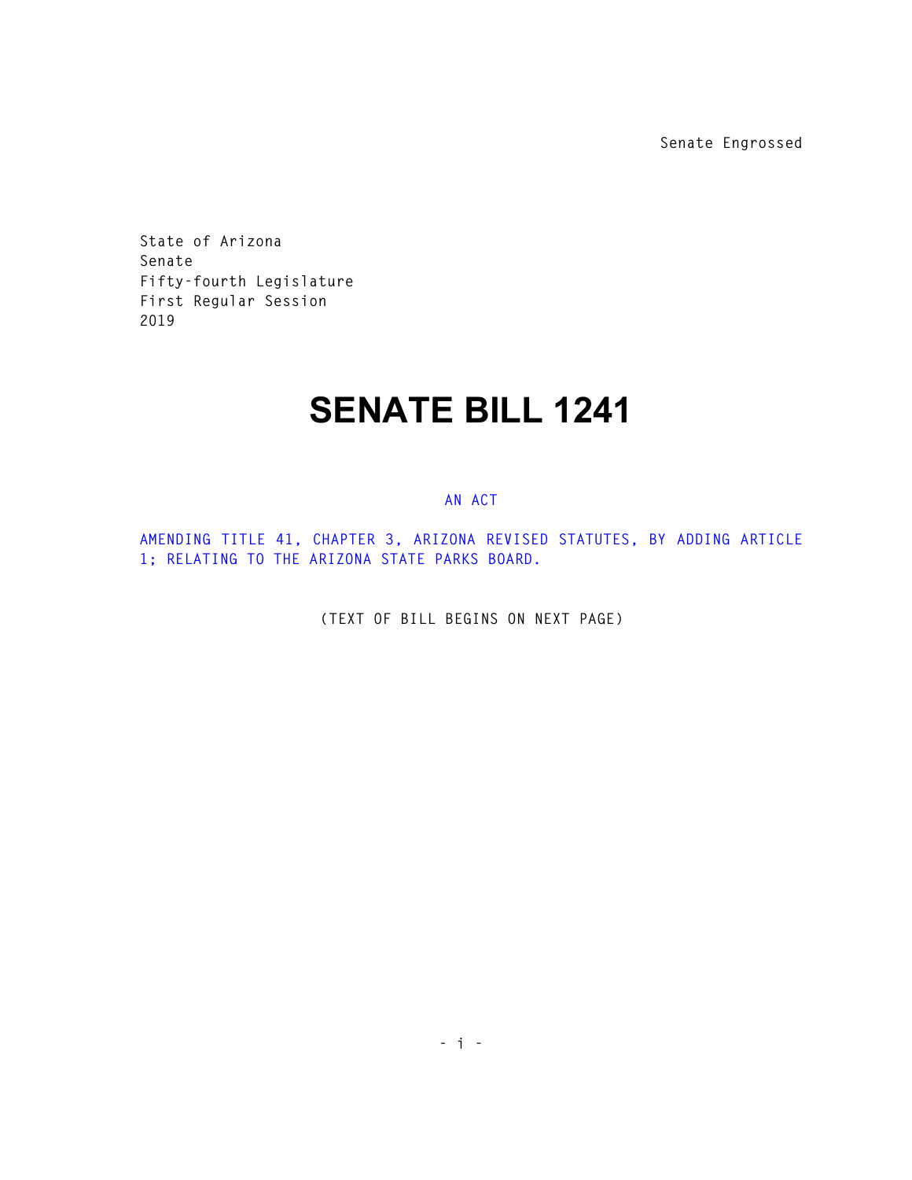Senate Engrossed

State of Arizona
Senate
Fifty-fourth Legislature
First Regular Session
2019

# SENATE BILL 1241

AN ACT

AMENDING TITLE 41, CHAPTER 3, ARIZONA REVISED STATUTES, BY ADDING ARTICLE 1; RELATING TO THE ARIZONA STATE PARKS BOARD.

(TEXT OF BILL BEGINS ON NEXT PAGE)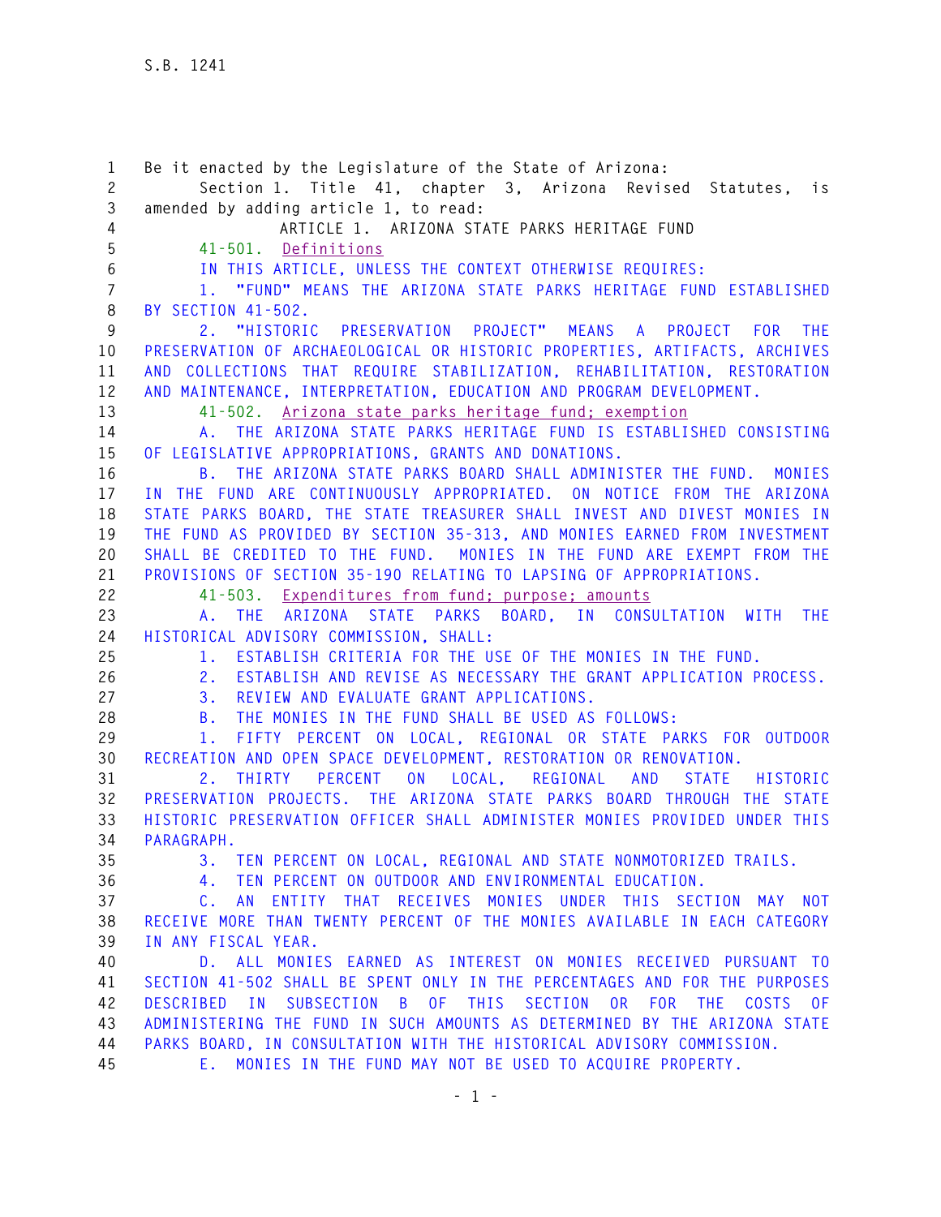Be it enacted by the Legislature of the State of Arizona:

Section 1. Title 41, chapter 3, Arizona Revised Statutes, is amended by adding article 1, to read:

ARTICLE 1. ARIZONA STATE PARKS HERITAGE FUND

41-501. Definitions

IN THIS ARTICLE, UNLESS THE CONTEXT OTHERWISE REQUIRES:

1. "FUND" MEANS THE ARIZONA STATE PARKS HERITAGE FUND ESTABLISHED BY SECTION 41-502.

2. "HISTORIC PRESERVATION PROJECT" MEANS A PROJECT FOR THE PRESERVATION OF ARCHAEOLOGICAL OR HISTORIC PROPERTIES, ARTIFACTS, ARCHIVES AND COLLECTIONS THAT REQUIRE STABILIZATION, REHABILITATION, RESTORATION AND MAINTENANCE, INTERPRETATION, EDUCATION AND PROGRAM DEVELOPMENT.

41-502. Arizona state parks heritage fund; exemption

A. THE ARIZONA STATE PARKS HERITAGE FUND IS ESTABLISHED CONSISTING OF LEGISLATIVE APPROPRIATIONS, GRANTS AND DONATIONS.

B. THE ARIZONA STATE PARKS BOARD SHALL ADMINISTER THE FUND. MONIES IN THE FUND ARE CONTINUOUSLY APPROPRIATED. ON NOTICE FROM THE ARIZONA STATE PARKS BOARD, THE STATE TREASURER SHALL INVEST AND DIVEST MONIES IN THE FUND AS PROVIDED BY SECTION 35-313, AND MONIES EARNED FROM INVESTMENT SHALL BE CREDITED TO THE FUND. MONIES IN THE FUND ARE EXEMPT FROM THE PROVISIONS OF SECTION 35-190 RELATING TO LAPSING OF APPROPRIATIONS.

41-503. Expenditures from fund; purpose; amounts

A. THE ARIZONA STATE PARKS BOARD, IN CONSULTATION WITH THE HISTORICAL ADVISORY COMMISSION, SHALL:

1. ESTABLISH CRITERIA FOR THE USE OF THE MONIES IN THE FUND.

2. ESTABLISH AND REVISE AS NECESSARY THE GRANT APPLICATION PROCESS.

3. REVIEW AND EVALUATE GRANT APPLICATIONS.

B. THE MONIES IN THE FUND SHALL BE USED AS FOLLOWS:

1. FIFTY PERCENT ON LOCAL, REGIONAL OR STATE PARKS FOR OUTDOOR RECREATION AND OPEN SPACE DEVELOPMENT, RESTORATION OR RENOVATION.

2. THIRTY PERCENT ON LOCAL, REGIONAL AND STATE HISTORIC PRESERVATION PROJECTS. THE ARIZONA STATE PARKS BOARD THROUGH THE STATE HISTORIC PRESERVATION OFFICER SHALL ADMINISTER MONIES PROVIDED UNDER THIS PARAGRAPH.

3. TEN PERCENT ON LOCAL, REGIONAL AND STATE NONMOTORIZED TRAILS.

4. TEN PERCENT ON OUTDOOR AND ENVIRONMENTAL EDUCATION.

C. AN ENTITY THAT RECEIVES MONIES UNDER THIS SECTION MAY NOT RECEIVE MORE THAN TWENTY PERCENT OF THE MONIES AVAILABLE IN EACH CATEGORY IN ANY FISCAL YEAR.

D. ALL MONIES EARNED AS INTEREST ON MONIES RECEIVED PURSUANT TO SECTION 41-502 SHALL BE SPENT ONLY IN THE PERCENTAGES AND FOR THE PURPOSES DESCRIBED IN SUBSECTION B OF THIS SECTION OR FOR THE COSTS OF ADMINISTERING THE FUND IN SUCH AMOUNTS AS DETERMINED BY THE ARIZONA STATE PARKS BOARD, IN CONSULTATION WITH THE HISTORICAL ADVISORY COMMISSION.

E. MONIES IN THE FUND MAY NOT BE USED TO ACQUIRE PROPERTY.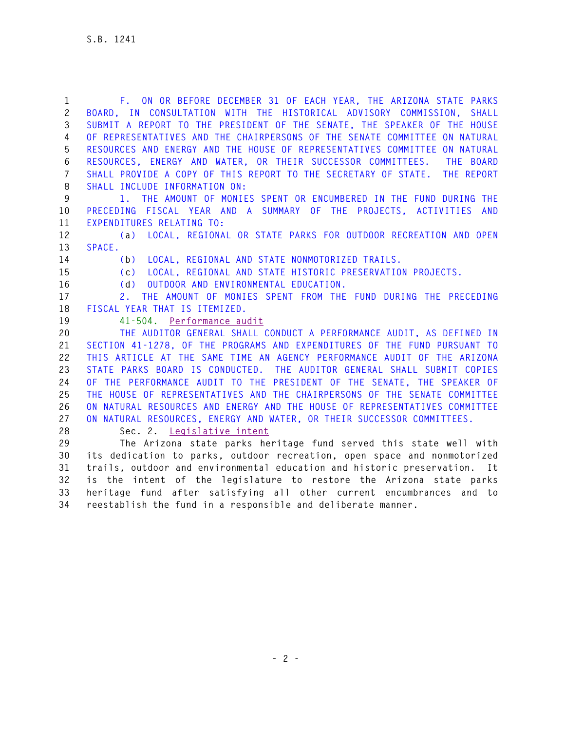F. ON OR BEFORE DECEMBER 31 OF EACH YEAR, THE ARIZONA STATE PARKS BOARD, IN CONSULTATION WITH THE HISTORICAL ADVISORY COMMISSION, SHALL SUBMIT A REPORT TO THE PRESIDENT OF THE SENATE, THE SPEAKER OF THE HOUSE OF REPRESENTATIVES AND THE CHAIRPERSONS OF THE SENATE COMMITTEE ON NATURAL RESOURCES AND ENERGY AND THE HOUSE OF REPRESENTATIVES COMMITTEE ON NATURAL RESOURCES, ENERGY AND WATER, OR THEIR SUCCESSOR COMMITTEES. THE BOARD SHALL PROVIDE A COPY OF THIS REPORT TO THE SECRETARY OF STATE. THE REPORT SHALL INCLUDE INFORMATION ON:

1. THE AMOUNT OF MONIES SPENT OR ENCUMBERED IN THE FUND DURING THE PRECEDING FISCAL YEAR AND A SUMMARY OF THE PROJECTS, ACTIVITIES AND EXPENDITURES RELATING TO:

(a) LOCAL, REGIONAL OR STATE PARKS FOR OUTDOOR RECREATION AND OPEN SPACE.

(b) LOCAL, REGIONAL AND STATE NONMOTORIZED TRAILS.

(c) LOCAL, REGIONAL AND STATE HISTORIC PRESERVATION PROJECTS.

(d) OUTDOOR AND ENVIRONMENTAL EDUCATION.

2. THE AMOUNT OF MONIES SPENT FROM THE FUND DURING THE PRECEDING FISCAL YEAR THAT IS ITEMIZED.

41-504. Performance audit

THE AUDITOR GENERAL SHALL CONDUCT A PERFORMANCE AUDIT, AS DEFINED IN SECTION 41-1278, OF THE PROGRAMS AND EXPENDITURES OF THE FUND PURSUANT TO THIS ARTICLE AT THE SAME TIME AN AGENCY PERFORMANCE AUDIT OF THE ARIZONA STATE PARKS BOARD IS CONDUCTED. THE AUDITOR GENERAL SHALL SUBMIT COPIES OF THE PERFORMANCE AUDIT TO THE PRESIDENT OF THE SENATE, THE SPEAKER OF THE HOUSE OF REPRESENTATIVES AND THE CHAIRPERSONS OF THE SENATE COMMITTEE ON NATURAL RESOURCES AND ENERGY AND THE HOUSE OF REPRESENTATIVES COMMITTEE ON NATURAL RESOURCES, ENERGY AND WATER, OR THEIR SUCCESSOR COMMITTEES.

Sec. 2. Legislative intent

The Arizona state parks heritage fund served this state well with its dedication to parks, outdoor recreation, open space and nonmotorized trails, outdoor and environmental education and historic preservation. It is the intent of the legislature to restore the Arizona state parks heritage fund after satisfying all other current encumbrances and to reestablish the fund in a responsible and deliberate manner.